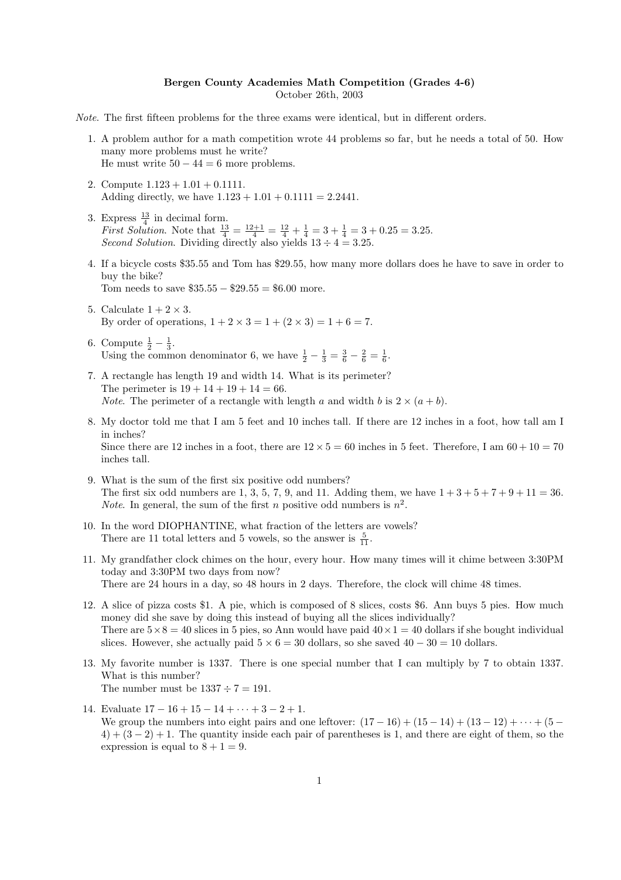**Bergen County Academies Math Competition (Grades 4-6)**
October 26th, 2003

*Note*. The first fifteen problems for the three exams were identical, but in different orders.

1. A problem author for a math competition wrote 44 problems so far, but he needs a total of 50. How many more problems must he write?
   He must write $50 - 44 = 6$ more problems.

2. Compute $1.123 + 1.01 + 0.1111$.
   Adding directly, we have $1.123 + 1.01 + 0.1111 = 2.2441$.

3. Express $\frac{13}{4}$ in decimal form.
   *First Solution*. Note that $\frac{13}{4} = \frac{12+1}{4} = \frac{12}{4} + \frac{1}{4} = 3 + \frac{1}{4} = 3 + 0.25 = 3.25$.
   *Second Solution*. Dividing directly also yields $13 \div 4 = 3.25$.

4. If a bicycle costs \$35.55 and Tom has \$29.55, how many more dollars does he have to save in order to buy the bike?
   Tom needs to save $\$35.55 - \$29.55 = \$6.00$ more.

5. Calculate $1 + 2 \times 3$.
   By order of operations, $1 + 2 \times 3 = 1 + (2 \times 3) = 1 + 6 = 7$.

6. Compute $\frac{1}{2} - \frac{1}{3}$.
   Using the common denominator 6, we have $\frac{1}{2} - \frac{1}{3} = \frac{3}{6} - \frac{2}{6} = \frac{1}{6}$.

7. A rectangle has length 19 and width 14. What is its perimeter?
   The perimeter is $19 + 14 + 19 + 14 = 66$.
   *Note*. The perimeter of a rectangle with length $a$ and width $b$ is $2 \times (a + b)$.

8. My doctor told me that I am 5 feet and 10 inches tall. If there are 12 inches in a foot, how tall am I in inches?
   Since there are 12 inches in a foot, there are $12 \times 5 = 60$ inches in 5 feet. Therefore, I am $60 + 10 = 70$ inches tall.

9. What is the sum of the first six positive odd numbers?
   The first six odd numbers are 1, 3, 5, 7, 9, and 11. Adding them, we have $1 + 3 + 5 + 7 + 9 + 11 = 36$.
   *Note*. In general, the sum of the first $n$ positive odd numbers is $n^2$.

10. In the word DIOPHANTINE, what fraction of the letters are vowels?
    There are 11 total letters and 5 vowels, so the answer is $\frac{5}{11}$.

11. My grandfather clock chimes on the hour, every hour. How many times will it chime between 3:30PM today and 3:30PM two days from now?
    There are 24 hours in a day, so 48 hours in 2 days. Therefore, the clock will chime 48 times.

12. A slice of pizza costs \$1. A pie, which is composed of 8 slices, costs \$6. Ann buys 5 pies. How much money did she save by doing this instead of buying all the slices individually?
    There are $5 \times 8 = 40$ slices in 5 pies, so Ann would have paid $40 \times 1 = 40$ dollars if she bought individual slices. However, she actually paid $5 \times 6 = 30$ dollars, so she saved $40 - 30 = 10$ dollars.

13. My favorite number is 1337. There is one special number that I can multiply by 7 to obtain 1337. What is this number?
    The number must be $1337 \div 7 = 191$.

14. Evaluate $17 - 16 + 15 - 14 + \cdots + 3 - 2 + 1$.
    We group the numbers into eight pairs and one leftover: $(17 - 16) + (15 - 14) + (13 - 12) + \cdots + (5 - 4) + (3 - 2) + 1$. The quantity inside each pair of parentheses is 1, and there are eight of them, so the expression is equal to $8 + 1 = 9$.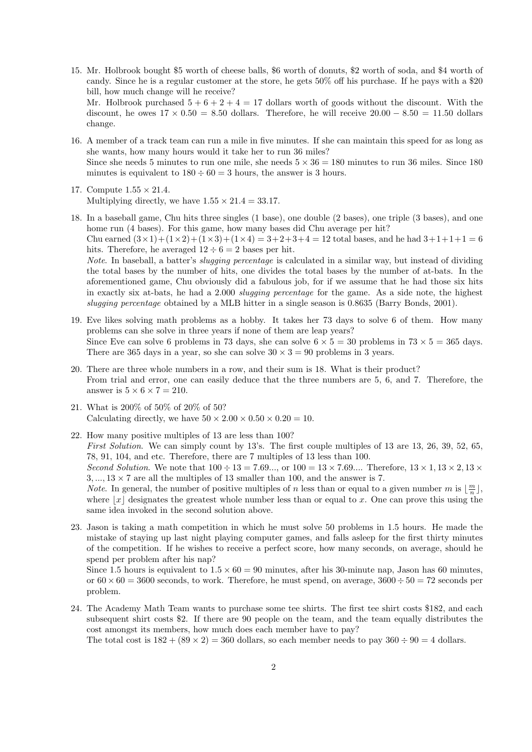15. Mr. Holbrook bought \$5 worth of cheese balls, \$6 worth of donuts, \$2 worth of soda, and \$4 worth of candy. Since he is a regular customer at the store, he gets 50% off his purchase. If he pays with a \$20 bill, how much change will he receive?
   Mr. Holbrook purchased $5 + 6 + 2 + 4 = 17$ dollars worth of goods without the discount. With the discount, he owes $17 \times 0.50 = 8.50$ dollars. Therefore, he will receive $20.00 - 8.50 = 11.50$ dollars change.

16. A member of a track team can run a mile in five minutes. If she can maintain this speed for as long as she wants, how many hours would it take her to run 36 miles?
   Since she needs 5 minutes to run one mile, she needs $5 \times 36 = 180$ minutes to run 36 miles. Since 180 minutes is equivalent to $180 \div 60 = 3$ hours, the answer is 3 hours.

17. Compute $1.55 \times 21.4$.
   Multiplying directly, we have $1.55 \times 21.4 = 33.17$.

18. In a baseball game, Chu hits three singles (1 base), one double (2 bases), one triple (3 bases), and one home run (4 bases). For this game, how many bases did Chu average per hit?
   Chu earned $(3\times1)+(1\times2)+(1\times3)+(1\times4) = 3+2+3+4 = 12$ total bases, and he had $3+1+1+1 = 6$ hits. Therefore, he averaged $12 \div 6 = 2$ bases per hit.
   *Note*. In baseball, a batter's *slugging percentage* is calculated in a similar way, but instead of dividing the total bases by the number of hits, one divides the total bases by the number of at-bats. In the aforementioned game, Chu obviously did a fabulous job, for if we assume that he had those six hits in exactly six at-bats, he had a 2.000 *slugging percentage* for the game. As a side note, the highest *slugging percentage* obtained by a MLB hitter in a single season is 0.8635 (Barry Bonds, 2001).

19. Eve likes solving math problems as a hobby. It takes her 73 days to solve 6 of them. How many problems can she solve in three years if none of them are leap years?
   Since Eve can solve 6 problems in 73 days, she can solve $6 \times 5 = 30$ problems in $73 \times 5 = 365$ days. There are 365 days in a year, so she can solve $30 \times 3 = 90$ problems in 3 years.

20. There are three whole numbers in a row, and their sum is 18. What is their product?
   From trial and error, one can easily deduce that the three numbers are 5, 6, and 7. Therefore, the answer is $5 \times 6 \times 7 = 210$.

21. What is 200% of 50% of 20% of 50?
   Calculating directly, we have $50 \times 2.00 \times 0.50 \times 0.20 = 10$.

22. How many positive multiples of 13 are less than 100?
   *First Solution*. We can simply count by 13's. The first couple multiples of 13 are 13, 26, 39, 52, 65, 78, 91, 104, and etc. Therefore, there are 7 multiples of 13 less than 100.
   *Second Solution*. We note that $100 \div 13 = 7.69...$, or $100 = 13 \times 7.69....$ Therefore, $13 \times 1, 13 \times 2, 13 \times 3, ..., 13 \times 7$ are all the multiples of 13 smaller than 100, and the answer is 7.
   *Note*. In general, the number of positive multiples of $n$ less than or equal to a given number $m$ is $\lfloor \frac{m}{n} \rfloor$, where $\lfloor x \rfloor$ designates the greatest whole number less than or equal to $x$. One can prove this using the same idea invoked in the second solution above.

23. Jason is taking a math competition in which he must solve 50 problems in 1.5 hours. He made the mistake of staying up last night playing computer games, and falls asleep for the first thirty minutes of the competition. If he wishes to receive a perfect score, how many seconds, on average, should he spend per problem after his nap?
   Since 1.5 hours is equivalent to $1.5 \times 60 = 90$ minutes, after his 30-minute nap, Jason has 60 minutes, or $60 \times 60 = 3600$ seconds, to work. Therefore, he must spend, on average, $3600 \div 50 = 72$ seconds per problem.

24. The Academy Math Team wants to purchase some tee shirts. The first tee shirt costs \$182, and each subsequent shirt costs \$2. If there are 90 people on the team, and the team equally distributes the cost amongst its members, how much does each member have to pay?
   The total cost is $182 + (89 \times 2) = 360$ dollars, so each member needs to pay $360 \div 90 = 4$ dollars.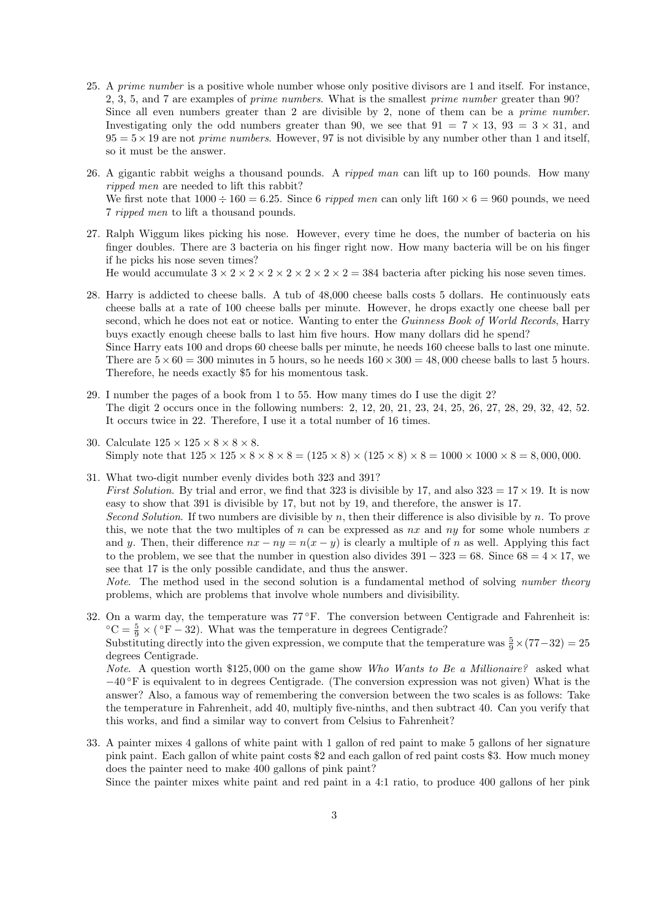25. A *prime number* is a positive whole number whose only positive divisors are 1 and itself. For instance, 2, 3, 5, and 7 are examples of *prime numbers*. What is the smallest *prime number* greater than 90?
Since all even numbers greater than 2 are divisible by 2, none of them can be a *prime number*. Investigating only the odd numbers greater than 90, we see that $91 = 7 \times 13$, $93 = 3 \times 31$, and $95 = 5 \times 19$ are not *prime numbers*. However, 97 is not divisible by any number other than 1 and itself, so it must be the answer.

26. A gigantic rabbit weighs a thousand pounds. A *ripped man* can lift up to 160 pounds. How many *ripped men* are needed to lift this rabbit?
We first note that $1000 \div 160 = 6.25$. Since 6 *ripped men* can only lift $160 \times 6 = 960$ pounds, we need 7 *ripped men* to lift a thousand pounds.

27. Ralph Wiggum likes picking his nose. However, every time he does, the number of bacteria on his finger doubles. There are 3 bacteria on his finger right now. How many bacteria will be on his finger if he picks his nose seven times?
He would accumulate $3 \times 2 \times 2 \times 2 \times 2 \times 2 \times 2 \times 2 = 384$ bacteria after picking his nose seven times.

28. Harry is addicted to cheese balls. A tub of 48,000 cheese balls costs 5 dollars. He continuously eats cheese balls at a rate of 100 cheese balls per minute. However, he drops exactly one cheese ball per second, which he does not eat or notice. Wanting to enter the *Guinness Book of World Records*, Harry buys exactly enough cheese balls to last him five hours. How many dollars did he spend?
Since Harry eats 100 and drops 60 cheese balls per minute, he needs 160 cheese balls to last one minute. There are $5 \times 60 = 300$ minutes in 5 hours, so he needs $160 \times 300 = 48,000$ cheese balls to last 5 hours. Therefore, he needs exactly \$5 for his momentous task.

29. I number the pages of a book from 1 to 55. How many times do I use the digit 2?
The digit 2 occurs once in the following numbers: 2, 12, 20, 21, 23, 24, 25, 26, 27, 28, 29, 32, 42, 52. It occurs twice in 22. Therefore, I use it a total number of 16 times.

30. Calculate $125 \times 125 \times 8 \times 8 \times 8$.
Simply note that $125 \times 125 \times 8 \times 8 \times 8 = (125 \times 8) \times (125 \times 8) \times 8 = 1000 \times 1000 \times 8 = 8,000,000$.

31. What two-digit number evenly divides both 323 and 391?
*First Solution*. By trial and error, we find that 323 is divisible by 17, and also $323 = 17 \times 19$. It is now easy to show that 391 is divisible by 17, but not by 19, and therefore, the answer is 17.
*Second Solution*. If two numbers are divisible by $n$, then their difference is also divisible by $n$. To prove this, we note that the two multiples of $n$ can be expressed as $nx$ and $ny$ for some whole numbers $x$ and $y$. Then, their difference $nx - ny = n(x - y)$ is clearly a multiple of $n$ as well. Applying this fact to the problem, we see that the number in question also divides $391 - 323 = 68$. Since $68 = 4 \times 17$, we see that 17 is the only possible candidate, and thus the answer.
*Note*. The method used in the second solution is a fundamental method of solving *number theory* problems, which are problems that involve whole numbers and divisibility.

32. On a warm day, the temperature was $77\,^\circ$F. The conversion between Centigrade and Fahrenheit is: $^\circ\text{C} = \frac{5}{9} \times (^\circ\text{F} - 32)$. What was the temperature in degrees Centigrade?
Substituting directly into the given expression, we compute that the temperature was $\frac{5}{9} \times (77 - 32) = 25$ degrees Centigrade.
*Note*. A question worth \$125,000 on the game show *Who Wants to Be a Millionaire?* asked what $-40\,^\circ$F is equivalent to in degrees Centigrade. (The conversion expression was not given) What is the answer? Also, a famous way of remembering the conversion between the two scales is as follows: Take the temperature in Fahrenheit, add 40, multiply five-ninths, and then subtract 40. Can you verify that this works, and find a similar way to convert from Celsius to Fahrenheit?

33. A painter mixes 4 gallons of white paint with 1 gallon of red paint to make 5 gallons of her signature pink paint. Each gallon of white paint costs \$2 and each gallon of red paint costs \$3. How much money does the painter need to make 400 gallons of pink paint?
Since the painter mixes white paint and red paint in a 4:1 ratio, to produce 400 gallons of her pink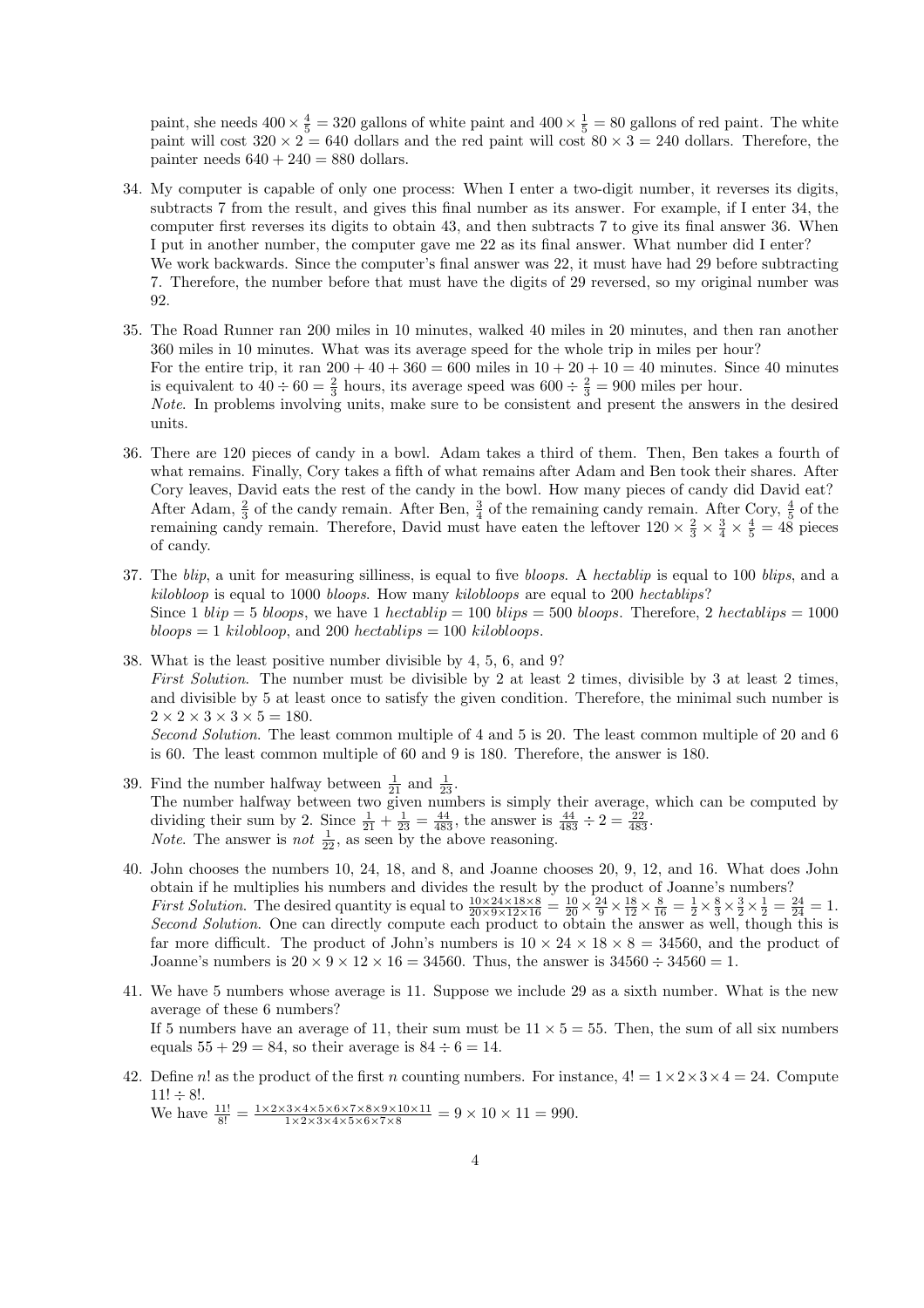paint, she needs $400 \times \frac{4}{5} = 320$ gallons of white paint and $400 \times \frac{1}{5} = 80$ gallons of red paint. The white paint will cost $320 \times 2 = 640$ dollars and the red paint will cost $80 \times 3 = 240$ dollars. Therefore, the painter needs $640 + 240 = 880$ dollars.

34. My computer is capable of only one process: When I enter a two-digit number, it reverses its digits, subtracts 7 from the result, and gives this final number as its answer. For example, if I enter 34, the computer first reverses its digits to obtain 43, and then subtracts 7 to give its final answer 36. When I put in another number, the computer gave me 22 as its final answer. What number did I enter?
We work backwards. Since the computer's final answer was 22, it must have had 29 before subtracting 7. Therefore, the number before that must have the digits of 29 reversed, so my original number was 92.

35. The Road Runner ran 200 miles in 10 minutes, walked 40 miles in 20 minutes, and then ran another 360 miles in 10 minutes. What was its average speed for the whole trip in miles per hour?
For the entire trip, it ran $200 + 40 + 360 = 600$ miles in $10 + 20 + 10 = 40$ minutes. Since 40 minutes is equivalent to $40 \div 60 = \frac{2}{3}$ hours, its average speed was $600 \div \frac{2}{3} = 900$ miles per hour.
*Note*. In problems involving units, make sure to be consistent and present the answers in the desired units.

36. There are 120 pieces of candy in a bowl. Adam takes a third of them. Then, Ben takes a fourth of what remains. Finally, Cory takes a fifth of what remains after Adam and Ben took their shares. After Cory leaves, David eats the rest of the candy in the bowl. How many pieces of candy did David eat?
After Adam, $\frac{2}{3}$ of the candy remain. After Ben, $\frac{3}{4}$ of the remaining candy remain. After Cory, $\frac{4}{5}$ of the remaining candy remain. Therefore, David must have eaten the leftover $120 \times \frac{2}{3} \times \frac{3}{4} \times \frac{4}{5} = 48$ pieces of candy.

37. The *blip*, a unit for measuring silliness, is equal to five *bloops*. A *hectablip* is equal to 100 *blips*, and a *kilobloop* is equal to 1000 *bloops*. How many *kilobloops* are equal to 200 *hectablips*?
Since 1 *blip* = 5 *bloops*, we have 1 *hectablip* = 100 *blips* = 500 *bloops*. Therefore, 2 *hectablips* = 1000 *bloops* = 1 *kilobloop*, and 200 *hectablips* = 100 *kilobloops*.

38. What is the least positive number divisible by 4, 5, 6, and 9?
*First Solution*. The number must be divisible by 2 at least 2 times, divisible by 3 at least 2 times, and divisible by 5 at least once to satisfy the given condition. Therefore, the minimal such number is $2 \times 2 \times 3 \times 3 \times 5 = 180$.
*Second Solution*. The least common multiple of 4 and 5 is 20. The least common multiple of 20 and 6 is 60. The least common multiple of 60 and 9 is 180. Therefore, the answer is 180.

39. Find the number halfway between $\frac{1}{21}$ and $\frac{1}{23}$.
The number halfway between two given numbers is simply their average, which can be computed by dividing their sum by 2. Since $\frac{1}{21} + \frac{1}{23} = \frac{44}{483}$, the answer is $\frac{44}{483} \div 2 = \frac{22}{483}$.
*Note*. The answer is *not* $\frac{1}{22}$, as seen by the above reasoning.

40. John chooses the numbers 10, 24, 18, and 8, and Joanne chooses 20, 9, 12, and 16. What does John obtain if he multiplies his numbers and divides the result by the product of Joanne's numbers?
*First Solution*. The desired quantity is equal to $\frac{10 \times 24 \times 18 \times 8}{20 \times 9 \times 12 \times 16} = \frac{10}{20} \times \frac{24}{9} \times \frac{18}{12} \times \frac{8}{16} = \frac{1}{2} \times \frac{8}{3} \times \frac{3}{2} \times \frac{1}{2} = \frac{24}{24} = 1$.
*Second Solution*. One can directly compute each product to obtain the answer as well, though this is far more difficult. The product of John's numbers is $10 \times 24 \times 18 \times 8 = 34560$, and the product of Joanne's numbers is $20 \times 9 \times 12 \times 16 = 34560$. Thus, the answer is $34560 \div 34560 = 1$.

41. We have 5 numbers whose average is 11. Suppose we include 29 as a sixth number. What is the new average of these 6 numbers?
If 5 numbers have an average of 11, their sum must be $11 \times 5 = 55$. Then, the sum of all six numbers equals $55 + 29 = 84$, so their average is $84 \div 6 = 14$.

42. Define $n!$ as the product of the first $n$ counting numbers. For instance, $4! = 1 \times 2 \times 3 \times 4 = 24$. Compute $11! \div 8!$.
We have $\frac{11!}{8!} = \frac{1 \times 2 \times 3 \times 4 \times 5 \times 6 \times 7 \times 8 \times 9 \times 10 \times 11}{1 \times 2 \times 3 \times 4 \times 5 \times 6 \times 7 \times 8} = 9 \times 10 \times 11 = 990$.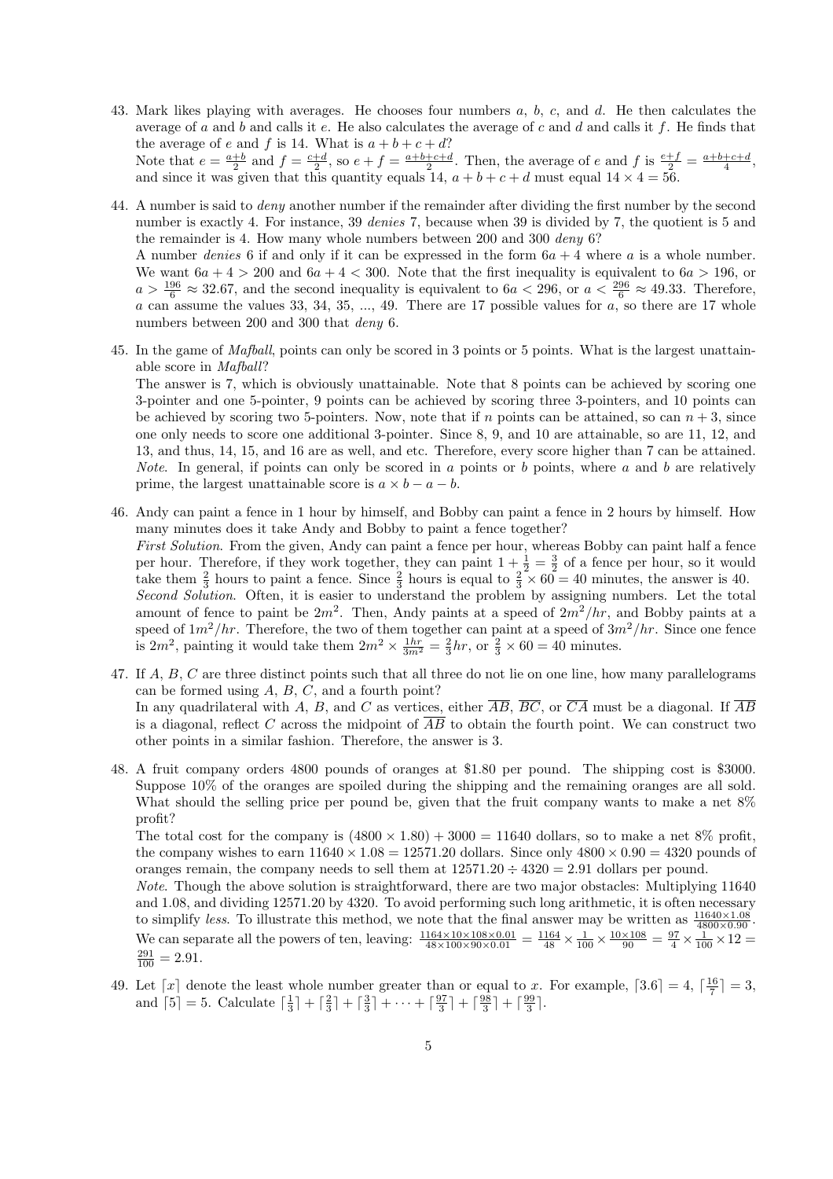43. Mark likes playing with averages. He chooses four numbers $a$, $b$, $c$, and $d$. He then calculates the average of $a$ and $b$ and calls it $e$. He also calculates the average of $c$ and $d$ and calls it $f$. He finds that the average of $e$ and $f$ is 14. What is $a+b+c+d$?
Note that $e = \frac{a+b}{2}$ and $f = \frac{c+d}{2}$, so $e+f = \frac{a+b+c+d}{2}$. Then, the average of $e$ and $f$ is $\frac{e+f}{2} = \frac{a+b+c+d}{4}$, and since it was given that this quantity equals 14, $a+b+c+d$ must equal $14 \times 4 = 56$.

44. A number is said to *deny* another number if the remainder after dividing the first number by the second number is exactly 4. For instance, 39 *denies* 7, because when 39 is divided by 7, the quotient is 5 and the remainder is 4. How many whole numbers between 200 and 300 *deny* 6?
A number *denies* 6 if and only if it can be expressed in the form $6a+4$ where $a$ is a whole number. We want $6a+4 > 200$ and $6a+4 < 300$. Note that the first inequality is equivalent to $6a > 196$, or $a > \frac{196}{6} \approx 32.67$, and the second inequality is equivalent to $6a < 296$, or $a < \frac{296}{6} \approx 49.33$. Therefore, $a$ can assume the values 33, 34, 35, ..., 49. There are 17 possible values for $a$, so there are 17 whole numbers between 200 and 300 that *deny* 6.

45. In the game of *Mafball*, points can only be scored in 3 points or 5 points. What is the largest unattainable score in *Mafball*?
The answer is 7, which is obviously unattainable. Note that 8 points can be achieved by scoring one 3-pointer and one 5-pointer, 9 points can be achieved by scoring three 3-pointers, and 10 points can be achieved by scoring two 5-pointers. Now, note that if $n$ points can be attained, so can $n+3$, since one only needs to score one additional 3-pointer. Since 8, 9, and 10 are attainable, so are 11, 12, and 13, and thus, 14, 15, and 16 are as well, and etc. Therefore, every score higher than 7 can be attained.
*Note*. In general, if points can only be scored in $a$ points or $b$ points, where $a$ and $b$ are relatively prime, the largest unattainable score is $a \times b - a - b$.

46. Andy can paint a fence in 1 hour by himself, and Bobby can paint a fence in 2 hours by himself. How many minutes does it take Andy and Bobby to paint a fence together?
*First Solution*. From the given, Andy can paint a fence per hour, whereas Bobby can paint half a fence per hour. Therefore, if they work together, they can paint $1 + \frac{1}{2} = \frac{3}{2}$ of a fence per hour, so it would take them $\frac{2}{3}$ hours to paint a fence. Since $\frac{2}{3}$ hours is equal to $\frac{2}{3} \times 60 = 40$ minutes, the answer is 40.
*Second Solution*. Often, it is easier to understand the problem by assigning numbers. Let the total amount of fence to paint be $2m^2$. Then, Andy paints at a speed of $2m^2/hr$, and Bobby paints at a speed of $1m^2/hr$. Therefore, the two of them together can paint at a speed of $3m^2/hr$. Since one fence is $2m^2$, painting it would take them $2m^2 \times \frac{1hr}{3m^2} = \frac{2}{3}hr$, or $\frac{2}{3} \times 60 = 40$ minutes.

47. If $A$, $B$, $C$ are three distinct points such that all three do not lie on one line, how many parallelograms can be formed using $A$, $B$, $C$, and a fourth point?
In any quadrilateral with $A$, $B$, and $C$ as vertices, either $\overline{AB}$, $\overline{BC}$, or $\overline{CA}$ must be a diagonal. If $\overline{AB}$ is a diagonal, reflect $C$ across the midpoint of $\overline{AB}$ to obtain the fourth point. We can construct two other points in a similar fashion. Therefore, the answer is 3.

48. A fruit company orders 4800 pounds of oranges at \$1.80 per pound. The shipping cost is \$3000. Suppose 10% of the oranges are spoiled during the shipping and the remaining oranges are all sold. What should the selling price per pound be, given that the fruit company wants to make a net 8% profit?
The total cost for the company is $(4800 \times 1.80) + 3000 = 11640$ dollars, so to make a net 8% profit, the company wishes to earn $11640 \times 1.08 = 12571.20$ dollars. Since only $4800 \times 0.90 = 4320$ pounds of oranges remain, the company needs to sell them at $12571.20 \div 4320 = 2.91$ dollars per pound.
*Note*. Though the above solution is straightforward, there are two major obstacles: Multiplying 11640 and 1.08, and dividing 12571.20 by 4320. To avoid performing such long arithmetic, it is often necessary to simplify *less*. To illustrate this method, we note that the final answer may be written as $\frac{11640 \times 1.08}{4800 \times 0.90}$. We can separate all the powers of ten, leaving: $\frac{1164 \times 10 \times 108 \times 0.01}{48 \times 100 \times 90 \times 0.01} = \frac{1164}{48} \times \frac{1}{100} \times \frac{10 \times 108}{90} = \frac{97}{4} \times \frac{1}{100} \times 12 = \frac{291}{100} = 2.91$.

49. Let $\lceil x \rceil$ denote the least whole number greater than or equal to $x$. For example, $\lceil 3.6 \rceil = 4$, $\lceil \frac{16}{7} \rceil = 3$, and $\lceil 5 \rceil = 5$. Calculate $\lceil \frac{1}{3} \rceil + \lceil \frac{2}{3} \rceil + \lceil \frac{3}{3} \rceil + \cdots + \lceil \frac{97}{3} \rceil + \lceil \frac{98}{3} \rceil + \lceil \frac{99}{3} \rceil$.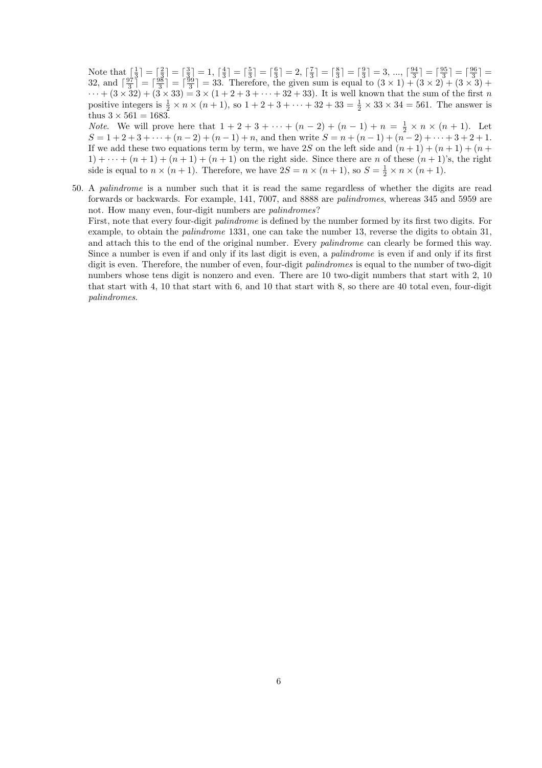Note that $\lceil \frac{1}{3} \rceil = \lceil \frac{2}{3} \rceil = \lceil \frac{3}{3} \rceil = 1$, $\lceil \frac{4}{3} \rceil = \lceil \frac{5}{3} \rceil = \lceil \frac{6}{3} \rceil = 2$, $\lceil \frac{7}{3} \rceil = \lceil \frac{8}{3} \rceil = \lceil \frac{9}{3} \rceil = 3$, ..., $\lceil \frac{94}{3} \rceil = \lceil \frac{95}{3} \rceil = \lceil \frac{96}{3} \rceil = 32$, and $\lceil \frac{97}{3} \rceil = \lceil \frac{98}{3} \rceil = \lceil \frac{99}{3} \rceil = 33$. Therefore, the given sum is equal to $(3 \times 1) + (3 \times 2) + (3 \times 3) + \cdots + (3 \times 32) + (3 \times 33) = 3 \times (1 + 2 + 3 + \cdots + 32 + 33)$. It is well known that the sum of the first $n$ positive integers is $\frac{1}{2} \times n \times (n+1)$, so $1 + 2 + 3 + \cdots + 32 + 33 = \frac{1}{2} \times 33 \times 34 = 561$. The answer is thus $3 \times 561 = 1683$.

*Note*. We will prove here that $1 + 2 + 3 + \cdots + (n-2) + (n-1) + n = \frac{1}{2} \times n \times (n+1)$. Let $S = 1 + 2 + 3 + \cdots + (n-2) + (n-1) + n$, and then write $S = n + (n-1) + (n-2) + \cdots + 3 + 2 + 1$. If we add these two equations term by term, we have $2S$ on the left side and $(n+1) + (n+1) + (n+1) + \cdots + (n+1) + (n+1) + (n+1)$ on the right side. Since there are $n$ of these $(n+1)$'s, the right side is equal to $n \times (n+1)$. Therefore, we have $2S = n \times (n+1)$, so $S = \frac{1}{2} \times n \times (n+1)$.

50. A *palindrome* is a number such that it is read the same regardless of whether the digits are read forwards or backwards. For example, 141, 7007, and 8888 are *palindromes*, whereas 345 and 5959 are not. How many even, four-digit numbers are *palindromes*?
First, note that every four-digit *palindrome* is defined by the number formed by its first two digits. For example, to obtain the *palindrome* 1331, one can take the number 13, reverse the digits to obtain 31, and attach this to the end of the original number. Every *palindrome* can clearly be formed this way. Since a number is even if and only if its last digit is even, a *palindrome* is even if and only if its first digit is even. Therefore, the number of even, four-digit *palindromes* is equal to the number of two-digit numbers whose tens digit is nonzero and even. There are 10 two-digit numbers that start with 2, 10 that start with 4, 10 that start with 6, and 10 that start with 8, so there are 40 total even, four-digit *palindromes*.